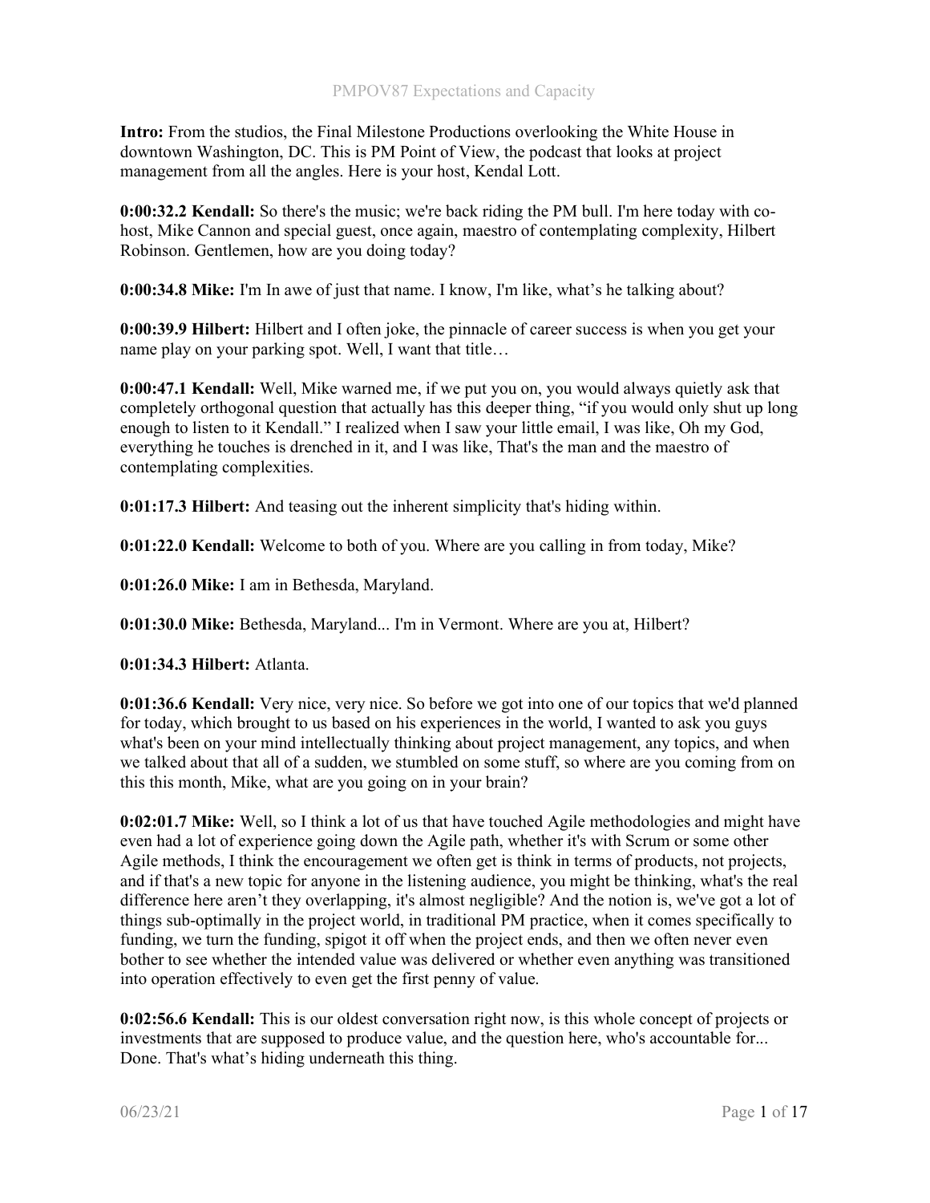**Intro:** From the studios, the Final Milestone Productions overlooking the White House in downtown Washington, DC. This is PM Point of View, the podcast that looks at project management from all the angles. Here is your host, Kendal Lott.

**0:00:32.2 Kendall:** So there's the music; we're back riding the PM bull. I'm here today with co-host, Mike Cannon and special guest, once again, maestro of contemplating complexity, Hilbert Robinson. Gentlemen, how are you doing today?

**0:00:34.8 Mike:** I'm In awe of just that name. I know, I'm like, what's he talking about?

**0:00:39.9 Hilbert:** Hilbert and I often joke, the pinnacle of career success is when you get your name play on your parking spot. Well, I want that title…

**0:00:47.1 Kendall:** Well, Mike warned me, if we put you on, you would always quietly ask that completely orthogonal question that actually has this deeper thing, "if you would only shut up long enough to listen to it Kendall." I realized when I saw your little email, I was like, Oh my God, everything he touches is drenched in it, and I was like, That's the man and the maestro of contemplating complexities.

**0:01:17.3 Hilbert:** And teasing out the inherent simplicity that's hiding within.

**0:01:22.0 Kendall:** Welcome to both of you. Where are you calling in from today, Mike?

**0:01:26.0 Mike:** I am in Bethesda, Maryland.

**0:01:30.0 Mike:** Bethesda, Maryland... I'm in Vermont. Where are you at, Hilbert?

**0:01:34.3 Hilbert:** Atlanta.

**0:01:36.6 Kendall:** Very nice, very nice. So before we got into one of our topics that we'd planned for today, which brought to us based on his experiences in the world, I wanted to ask you guys what's been on your mind intellectually thinking about project management, any topics, and when we talked about that all of a sudden, we stumbled on some stuff, so where are you coming from on this this month, Mike, what are you going on in your brain?

**0:02:01.7 Mike:** Well, so I think a lot of us that have touched Agile methodologies and might have even had a lot of experience going down the Agile path, whether it's with Scrum or some other Agile methods, I think the encouragement we often get is think in terms of products, not projects, and if that's a new topic for anyone in the listening audience, you might be thinking, what's the real difference here aren't they overlapping, it's almost negligible? And the notion is, we've got a lot of things sub-optimally in the project world, in traditional PM practice, when it comes specifically to funding, we turn the funding, spigot it off when the project ends, and then we often never even bother to see whether the intended value was delivered or whether even anything was transitioned into operation effectively to even get the first penny of value.

**0:02:56.6 Kendall:** This is our oldest conversation right now, is this whole concept of projects or investments that are supposed to produce value, and the question here, who's accountable for... Done. That's what's hiding underneath this thing.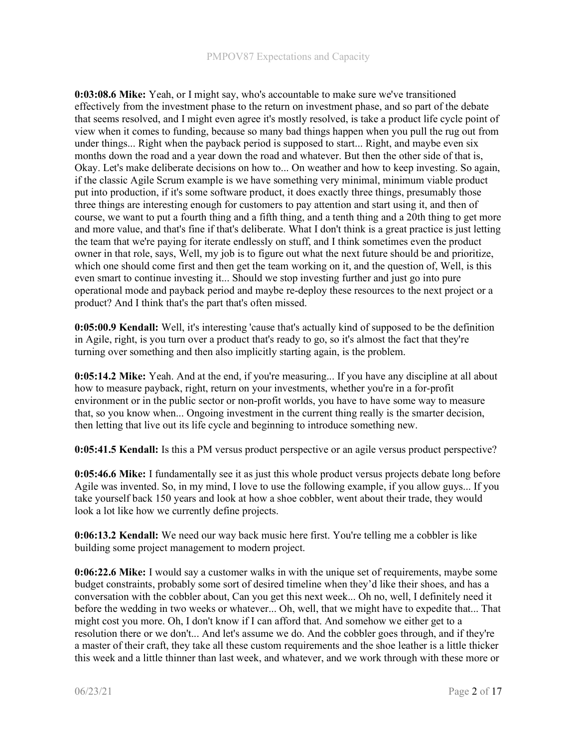**0:03:08.6 Mike:** Yeah, or I might say, who's accountable to make sure we've transitioned effectively from the investment phase to the return on investment phase, and so part of the debate that seems resolved, and I might even agree it's mostly resolved, is take a product life cycle point of view when it comes to funding, because so many bad things happen when you pull the rug out from under things... Right when the payback period is supposed to start... Right, and maybe even six months down the road and a year down the road and whatever. But then the other side of that is, Okay. Let's make deliberate decisions on how to... On weather and how to keep investing. So again, if the classic Agile Scrum example is we have something very minimal, minimum viable product put into production, if it's some software product, it does exactly three things, presumably those three things are interesting enough for customers to pay attention and start using it, and then of course, we want to put a fourth thing and a fifth thing, and a tenth thing and a 20th thing to get more and more value, and that's fine if that's deliberate. What I don't think is a great practice is just letting the team that we're paying for iterate endlessly on stuff, and I think sometimes even the product owner in that role, says, Well, my job is to figure out what the next future should be and prioritize, which one should come first and then get the team working on it, and the question of, Well, is this even smart to continue investing it... Should we stop investing further and just go into pure operational mode and payback period and maybe re-deploy these resources to the next project or a product? And I think that's the part that's often missed.

**0:05:00.9 Kendall:** Well, it's interesting 'cause that's actually kind of supposed to be the definition in Agile, right, is you turn over a product that's ready to go, so it's almost the fact that they're turning over something and then also implicitly starting again, is the problem.

**0:05:14.2 Mike:** Yeah. And at the end, if you're measuring... If you have any discipline at all about how to measure payback, right, return on your investments, whether you're in a for-profit environment or in the public sector or non-profit worlds, you have to have some way to measure that, so you know when... Ongoing investment in the current thing really is the smarter decision, then letting that live out its life cycle and beginning to introduce something new.

**0:05:41.5 Kendall:** Is this a PM versus product perspective or an agile versus product perspective?

**0:05:46.6 Mike:** I fundamentally see it as just this whole product versus projects debate long before Agile was invented. So, in my mind, I love to use the following example, if you allow guys... If you take yourself back 150 years and look at how a shoe cobbler, went about their trade, they would look a lot like how we currently define projects.

**0:06:13.2 Kendall:** We need our way back music here first. You're telling me a cobbler is like building some project management to modern project.

**0:06:22.6 Mike:** I would say a customer walks in with the unique set of requirements, maybe some budget constraints, probably some sort of desired timeline when they'd like their shoes, and has a conversation with the cobbler about, Can you get this next week... Oh no, well, I definitely need it before the wedding in two weeks or whatever... Oh, well, that we might have to expedite that... That might cost you more. Oh, I don't know if I can afford that. And somehow we either get to a resolution there or we don't... And let's assume we do. And the cobbler goes through, and if they're a master of their craft, they take all these custom requirements and the shoe leather is a little thicker this week and a little thinner than last week, and whatever, and we work through with these more or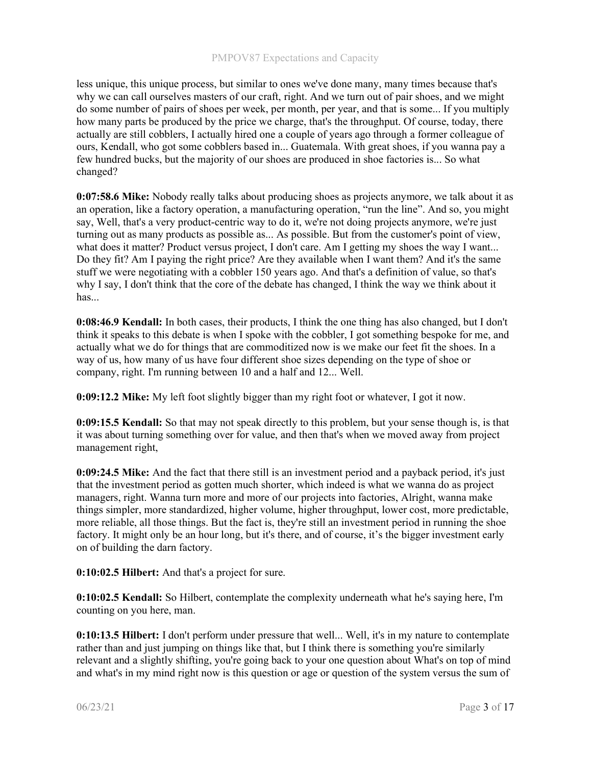less unique, this unique process, but similar to ones we've done many, many times because that's why we can call ourselves masters of our craft, right. And we turn out of pair shoes, and we might do some number of pairs of shoes per week, per month, per year, and that is some... If you multiply how many parts be produced by the price we charge, that's the throughput. Of course, today, there actually are still cobblers, I actually hired one a couple of years ago through a former colleague of ours, Kendall, who got some cobblers based in... Guatemala. With great shoes, if you wanna pay a few hundred bucks, but the majority of our shoes are produced in shoe factories is... So what changed?

**0:07:58.6 Mike:** Nobody really talks about producing shoes as projects anymore, we talk about it as an operation, like a factory operation, a manufacturing operation, "run the line". And so, you might say, Well, that's a very product-centric way to do it, we're not doing projects anymore, we're just turning out as many products as possible as... As possible. But from the customer's point of view, what does it matter? Product versus project, I don't care. Am I getting my shoes the way I want... Do they fit? Am I paying the right price? Are they available when I want them? And it's the same stuff we were negotiating with a cobbler 150 years ago. And that's a definition of value, so that's why I say, I don't think that the core of the debate has changed, I think the way we think about it has...

**0:08:46.9 Kendall:** In both cases, their products, I think the one thing has also changed, but I don't think it speaks to this debate is when I spoke with the cobbler, I got something bespoke for me, and actually what we do for things that are commoditized now is we make our feet fit the shoes. In a way of us, how many of us have four different shoe sizes depending on the type of shoe or company, right. I'm running between 10 and a half and 12... Well.

**0:09:12.2 Mike:** My left foot slightly bigger than my right foot or whatever, I got it now.

**0:09:15.5 Kendall:** So that may not speak directly to this problem, but your sense though is, is that it was about turning something over for value, and then that's when we moved away from project management right,

**0:09:24.5 Mike:** And the fact that there still is an investment period and a payback period, it's just that the investment period as gotten much shorter, which indeed is what we wanna do as project managers, right. Wanna turn more and more of our projects into factories, Alright, wanna make things simpler, more standardized, higher volume, higher throughput, lower cost, more predictable, more reliable, all those things. But the fact is, they're still an investment period in running the shoe factory. It might only be an hour long, but it's there, and of course, it's the bigger investment early on of building the darn factory.

**0:10:02.5 Hilbert:** And that's a project for sure.

**0:10:02.5 Kendall:** So Hilbert, contemplate the complexity underneath what he's saying here, I'm counting on you here, man.

**0:10:13.5 Hilbert:** I don't perform under pressure that well... Well, it's in my nature to contemplate rather than and just jumping on things like that, but I think there is something you're similarly relevant and a slightly shifting, you're going back to your one question about What's on top of mind and what's in my mind right now is this question or age or question of the system versus the sum of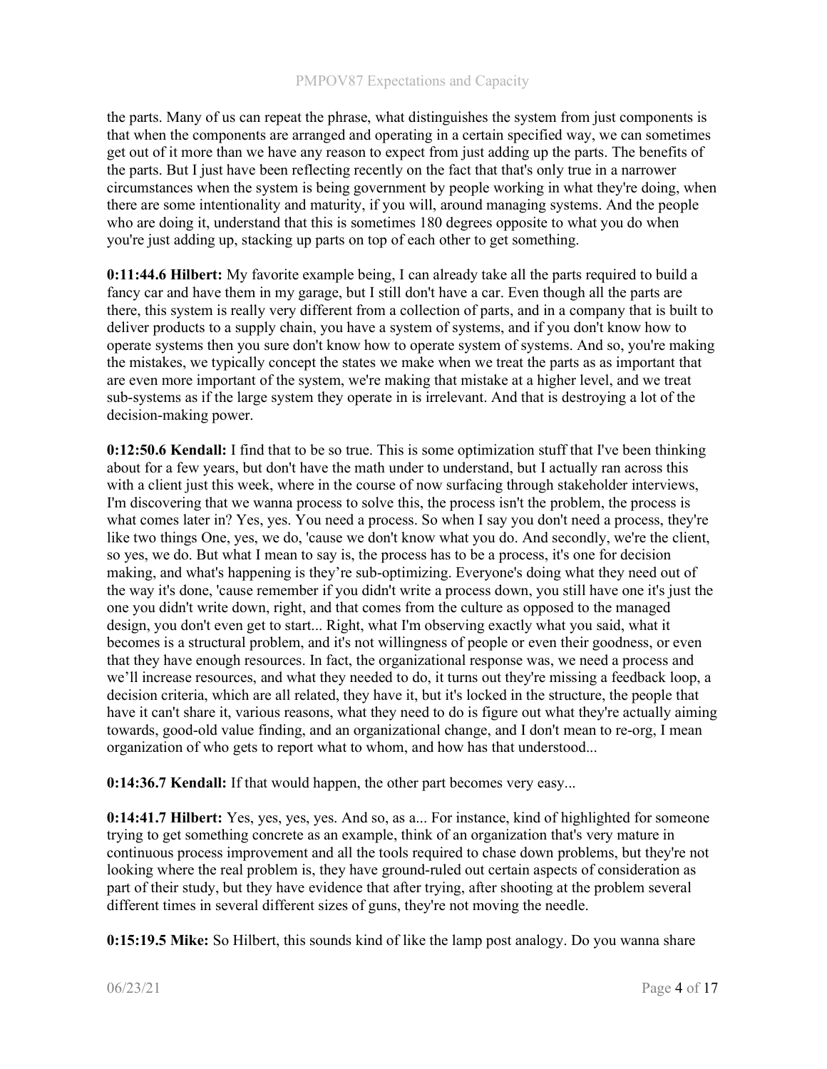the parts. Many of us can repeat the phrase, what distinguishes the system from just components is that when the components are arranged and operating in a certain specified way, we can sometimes get out of it more than we have any reason to expect from just adding up the parts. The benefits of the parts. But I just have been reflecting recently on the fact that that's only true in a narrower circumstances when the system is being government by people working in what they're doing, when there are some intentionality and maturity, if you will, around managing systems. And the people who are doing it, understand that this is sometimes 180 degrees opposite to what you do when you're just adding up, stacking up parts on top of each other to get something.

**0:11:44.6 Hilbert:** My favorite example being, I can already take all the parts required to build a fancy car and have them in my garage, but I still don't have a car. Even though all the parts are there, this system is really very different from a collection of parts, and in a company that is built to deliver products to a supply chain, you have a system of systems, and if you don't know how to operate systems then you sure don't know how to operate system of systems. And so, you're making the mistakes, we typically concept the states we make when we treat the parts as as important that are even more important of the system, we're making that mistake at a higher level, and we treat sub-systems as if the large system they operate in is irrelevant. And that is destroying a lot of the decision-making power.

**0:12:50.6 Kendall:** I find that to be so true. This is some optimization stuff that I've been thinking about for a few years, but don't have the math under to understand, but I actually ran across this with a client just this week, where in the course of now surfacing through stakeholder interviews, I'm discovering that we wanna process to solve this, the process isn't the problem, the process is what comes later in? Yes, yes. You need a process. So when I say you don't need a process, they're like two things One, yes, we do, 'cause we don't know what you do. And secondly, we're the client, so yes, we do. But what I mean to say is, the process has to be a process, it's one for decision making, and what's happening is they're sub-optimizing. Everyone's doing what they need out of the way it's done, 'cause remember if you didn't write a process down, you still have one it's just the one you didn't write down, right, and that comes from the culture as opposed to the managed design, you don't even get to start... Right, what I'm observing exactly what you said, what it becomes is a structural problem, and it's not willingness of people or even their goodness, or even that they have enough resources. In fact, the organizational response was, we need a process and we'll increase resources, and what they needed to do, it turns out they're missing a feedback loop, a decision criteria, which are all related, they have it, but it's locked in the structure, the people that have it can't share it, various reasons, what they need to do is figure out what they're actually aiming towards, good-old value finding, and an organizational change, and I don't mean to re-org, I mean organization of who gets to report what to whom, and how has that understood...

**0:14:36.7 Kendall:** If that would happen, the other part becomes very easy...

**0:14:41.7 Hilbert:** Yes, yes, yes, yes. And so, as a... For instance, kind of highlighted for someone trying to get something concrete as an example, think of an organization that's very mature in continuous process improvement and all the tools required to chase down problems, but they're not looking where the real problem is, they have ground-ruled out certain aspects of consideration as part of their study, but they have evidence that after trying, after shooting at the problem several different times in several different sizes of guns, they're not moving the needle.

**0:15:19.5 Mike:** So Hilbert, this sounds kind of like the lamp post analogy. Do you wanna share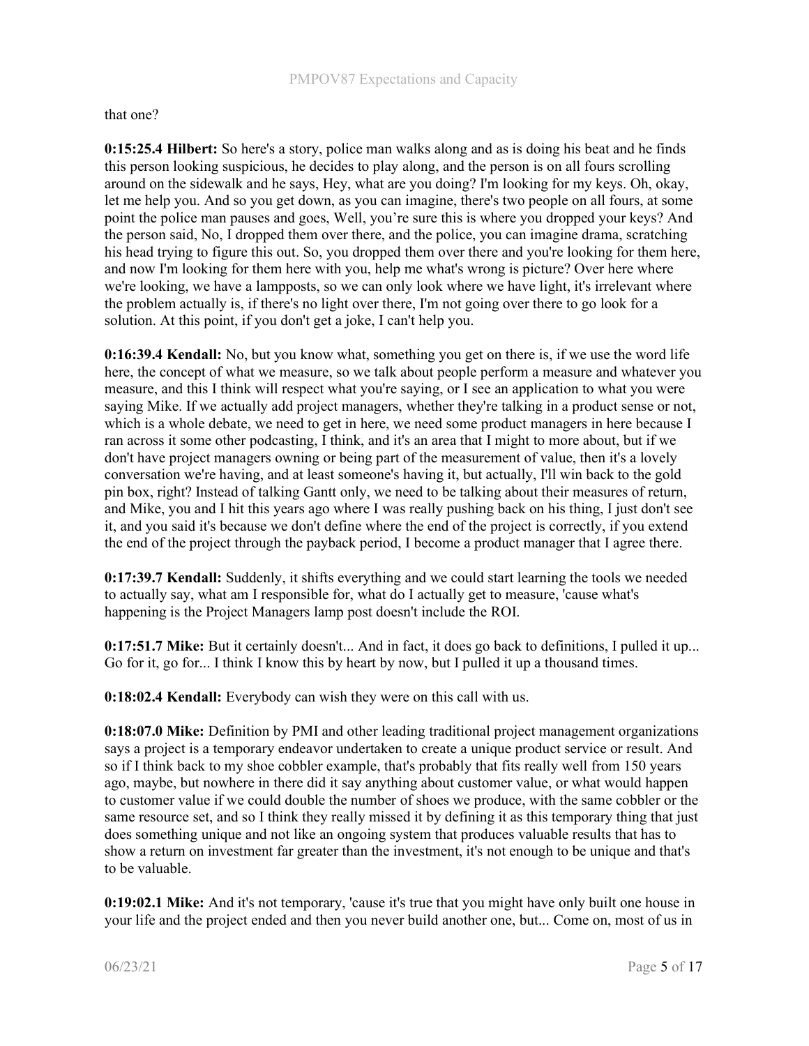that one?

**0:15:25.4 Hilbert:** So here's a story, police man walks along and as is doing his beat and he finds this person looking suspicious, he decides to play along, and the person is on all fours scrolling around on the sidewalk and he says, Hey, what are you doing? I'm looking for my keys. Oh, okay, let me help you. And so you get down, as you can imagine, there's two people on all fours, at some point the police man pauses and goes, Well, you're sure this is where you dropped your keys? And the person said, No, I dropped them over there, and the police, you can imagine drama, scratching his head trying to figure this out. So, you dropped them over there and you're looking for them here, and now I'm looking for them here with you, help me what's wrong is picture? Over here where we're looking, we have a lampposts, so we can only look where we have light, it's irrelevant where the problem actually is, if there's no light over there, I'm not going over there to go look for a solution. At this point, if you don't get a joke, I can't help you.

**0:16:39.4 Kendall:** No, but you know what, something you get on there is, if we use the word life here, the concept of what we measure, so we talk about people perform a measure and whatever you measure, and this I think will respect what you're saying, or I see an application to what you were saying Mike. If we actually add project managers, whether they're talking in a product sense or not, which is a whole debate, we need to get in here, we need some product managers in here because I ran across it some other podcasting, I think, and it's an area that I might to more about, but if we don't have project managers owning or being part of the measurement of value, then it's a lovely conversation we're having, and at least someone's having it, but actually, I'll win back to the gold pin box, right? Instead of talking Gantt only, we need to be talking about their measures of return, and Mike, you and I hit this years ago where I was really pushing back on his thing, I just don't see it, and you said it's because we don't define where the end of the project is correctly, if you extend the end of the project through the payback period, I become a product manager that I agree there.

**0:17:39.7 Kendall:** Suddenly, it shifts everything and we could start learning the tools we needed to actually say, what am I responsible for, what do I actually get to measure, 'cause what's happening is the Project Managers lamp post doesn't include the ROI.

**0:17:51.7 Mike:** But it certainly doesn't... And in fact, it does go back to definitions, I pulled it up... Go for it, go for... I think I know this by heart by now, but I pulled it up a thousand times.

**0:18:02.4 Kendall:** Everybody can wish they were on this call with us.

**0:18:07.0 Mike:** Definition by PMI and other leading traditional project management organizations says a project is a temporary endeavor undertaken to create a unique product service or result. And so if I think back to my shoe cobbler example, that's probably that fits really well from 150 years ago, maybe, but nowhere in there did it say anything about customer value, or what would happen to customer value if we could double the number of shoes we produce, with the same cobbler or the same resource set, and so I think they really missed it by defining it as this temporary thing that just does something unique and not like an ongoing system that produces valuable results that has to show a return on investment far greater than the investment, it's not enough to be unique and that's to be valuable.

**0:19:02.1 Mike:** And it's not temporary, 'cause it's true that you might have only built one house in your life and the project ended and then you never build another one, but... Come on, most of us in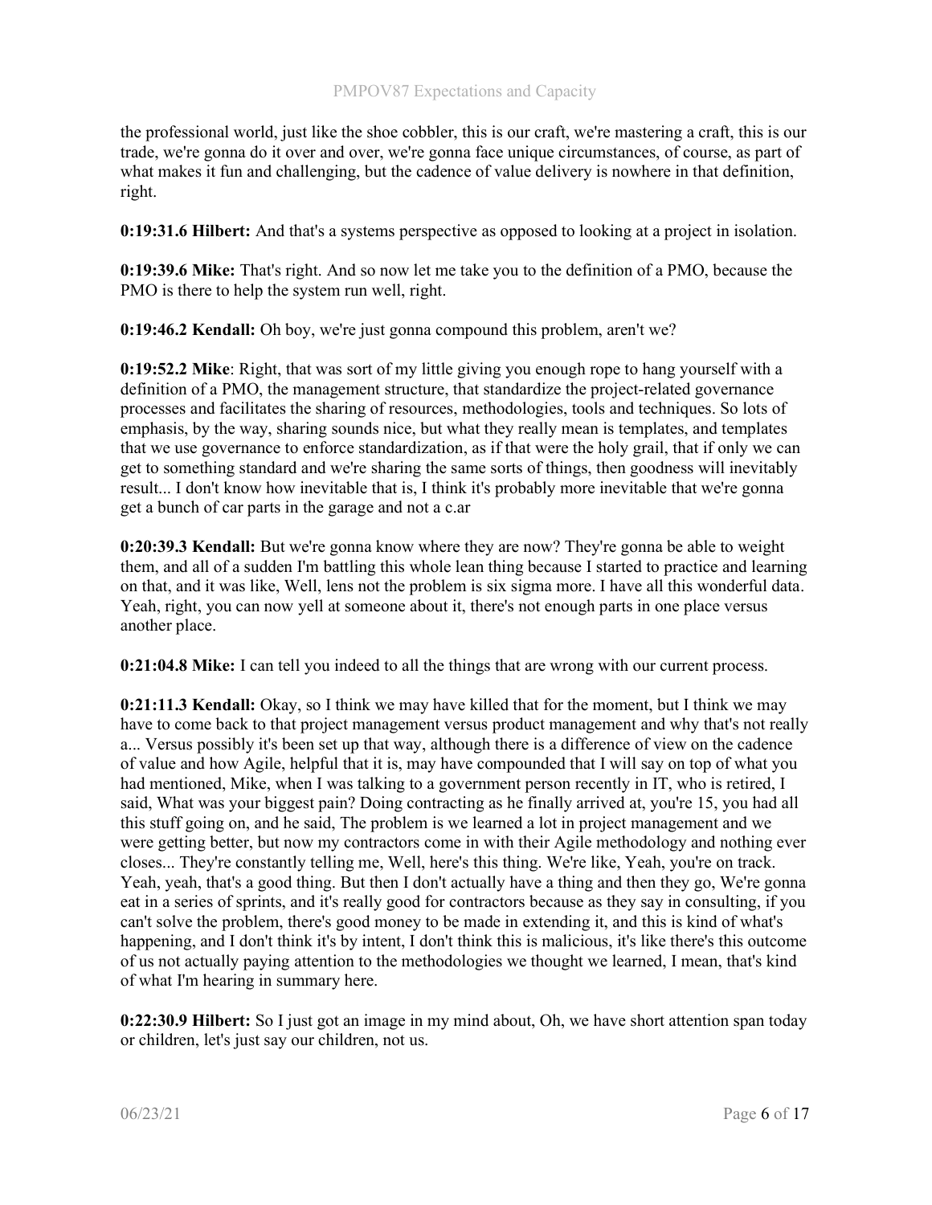the professional world, just like the shoe cobbler, this is our craft, we're mastering a craft, this is our trade, we're gonna do it over and over, we're gonna face unique circumstances, of course, as part of what makes it fun and challenging, but the cadence of value delivery is nowhere in that definition, right.

**0:19:31.6 Hilbert:** And that's a systems perspective as opposed to looking at a project in isolation.

**0:19:39.6 Mike:** That's right. And so now let me take you to the definition of a PMO, because the PMO is there to help the system run well, right.

**0:19:46.2 Kendall:** Oh boy, we're just gonna compound this problem, aren't we?

**0:19:52.2 Mike**: Right, that was sort of my little giving you enough rope to hang yourself with a definition of a PMO, the management structure, that standardize the project-related governance processes and facilitates the sharing of resources, methodologies, tools and techniques. So lots of emphasis, by the way, sharing sounds nice, but what they really mean is templates, and templates that we use governance to enforce standardization, as if that were the holy grail, that if only we can get to something standard and we're sharing the same sorts of things, then goodness will inevitably result... I don't know how inevitable that is, I think it's probably more inevitable that we're gonna get a bunch of car parts in the garage and not a c.ar

**0:20:39.3 Kendall:** But we're gonna know where they are now? They're gonna be able to weight them, and all of a sudden I'm battling this whole lean thing because I started to practice and learning on that, and it was like, Well, lens not the problem is six sigma more. I have all this wonderful data. Yeah, right, you can now yell at someone about it, there's not enough parts in one place versus another place.

**0:21:04.8 Mike:** I can tell you indeed to all the things that are wrong with our current process.

**0:21:11.3 Kendall:** Okay, so I think we may have killed that for the moment, but I think we may have to come back to that project management versus product management and why that's not really a... Versus possibly it's been set up that way, although there is a difference of view on the cadence of value and how Agile, helpful that it is, may have compounded that I will say on top of what you had mentioned, Mike, when I was talking to a government person recently in IT, who is retired, I said, What was your biggest pain? Doing contracting as he finally arrived at, you're 15, you had all this stuff going on, and he said, The problem is we learned a lot in project management and we were getting better, but now my contractors come in with their Agile methodology and nothing ever closes... They're constantly telling me, Well, here's this thing. We're like, Yeah, you're on track. Yeah, yeah, that's a good thing. But then I don't actually have a thing and then they go, We're gonna eat in a series of sprints, and it's really good for contractors because as they say in consulting, if you can't solve the problem, there's good money to be made in extending it, and this is kind of what's happening, and I don't think it's by intent, I don't think this is malicious, it's like there's this outcome of us not actually paying attention to the methodologies we thought we learned, I mean, that's kind of what I'm hearing in summary here.

**0:22:30.9 Hilbert:** So I just got an image in my mind about, Oh, we have short attention span today or children, let's just say our children, not us.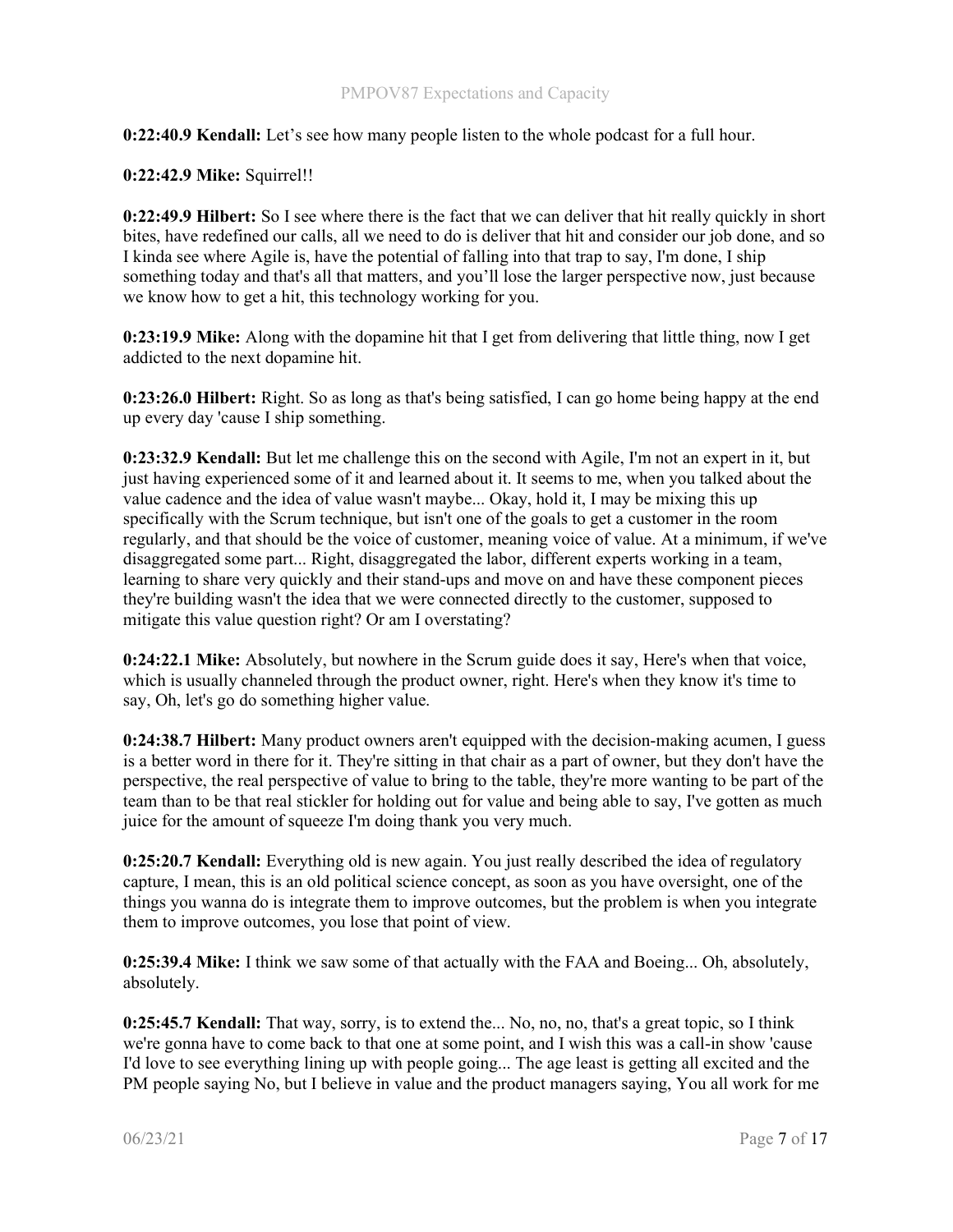**0:22:40.9 Kendall:** Let's see how many people listen to the whole podcast for a full hour.

**0:22:42.9 Mike:** Squirrel!!

**0:22:49.9 Hilbert:** So I see where there is the fact that we can deliver that hit really quickly in short bites, have redefined our calls, all we need to do is deliver that hit and consider our job done, and so I kinda see where Agile is, have the potential of falling into that trap to say, I'm done, I ship something today and that's all that matters, and you'll lose the larger perspective now, just because we know how to get a hit, this technology working for you.

**0:23:19.9 Mike:** Along with the dopamine hit that I get from delivering that little thing, now I get addicted to the next dopamine hit.

**0:23:26.0 Hilbert:** Right. So as long as that's being satisfied, I can go home being happy at the end up every day 'cause I ship something.

**0:23:32.9 Kendall:** But let me challenge this on the second with Agile, I'm not an expert in it, but just having experienced some of it and learned about it. It seems to me, when you talked about the value cadence and the idea of value wasn't maybe... Okay, hold it, I may be mixing this up specifically with the Scrum technique, but isn't one of the goals to get a customer in the room regularly, and that should be the voice of customer, meaning voice of value. At a minimum, if we've disaggregated some part... Right, disaggregated the labor, different experts working in a team, learning to share very quickly and their stand-ups and move on and have these component pieces they're building wasn't the idea that we were connected directly to the customer, supposed to mitigate this value question right? Or am I overstating?

**0:24:22.1 Mike:** Absolutely, but nowhere in the Scrum guide does it say, Here's when that voice, which is usually channeled through the product owner, right. Here's when they know it's time to say, Oh, let's go do something higher value.

**0:24:38.7 Hilbert:** Many product owners aren't equipped with the decision-making acumen, I guess is a better word in there for it. They're sitting in that chair as a part of owner, but they don't have the perspective, the real perspective of value to bring to the table, they're more wanting to be part of the team than to be that real stickler for holding out for value and being able to say, I've gotten as much juice for the amount of squeeze I'm doing thank you very much.

**0:25:20.7 Kendall:** Everything old is new again. You just really described the idea of regulatory capture, I mean, this is an old political science concept, as soon as you have oversight, one of the things you wanna do is integrate them to improve outcomes, but the problem is when you integrate them to improve outcomes, you lose that point of view.

**0:25:39.4 Mike:** I think we saw some of that actually with the FAA and Boeing... Oh, absolutely, absolutely.

**0:25:45.7 Kendall:** That way, sorry, is to extend the... No, no, no, that's a great topic, so I think we're gonna have to come back to that one at some point, and I wish this was a call-in show 'cause I'd love to see everything lining up with people going... The age least is getting all excited and the PM people saying No, but I believe in value and the product managers saying, You all work for me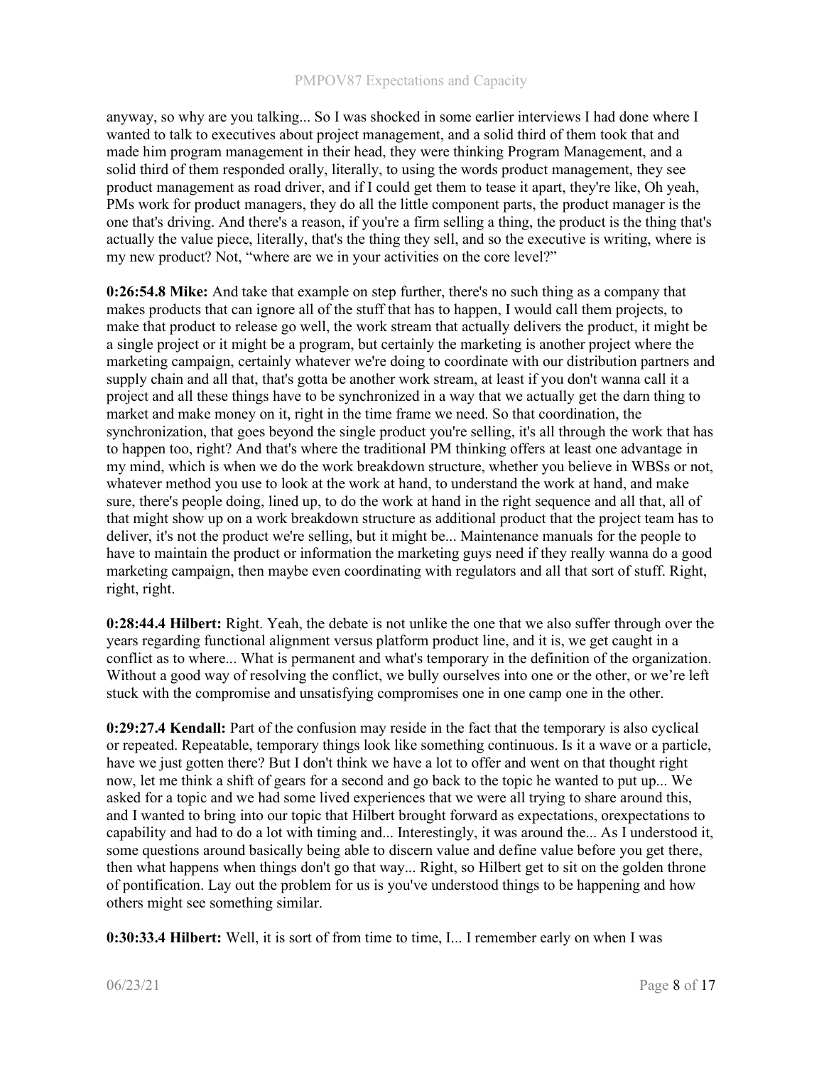anyway, so why are you talking... So I was shocked in some earlier interviews I had done where I wanted to talk to executives about project management, and a solid third of them took that and made him program management in their head, they were thinking Program Management, and a solid third of them responded orally, literally, to using the words product management, they see product management as road driver, and if I could get them to tease it apart, they're like, Oh yeah, PMs work for product managers, they do all the little component parts, the product manager is the one that's driving. And there's a reason, if you're a firm selling a thing, the product is the thing that's actually the value piece, literally, that's the thing they sell, and so the executive is writing, where is my new product? Not, "where are we in your activities on the core level?"

**0:26:54.8 Mike:** And take that example on step further, there's no such thing as a company that makes products that can ignore all of the stuff that has to happen, I would call them projects, to make that product to release go well, the work stream that actually delivers the product, it might be a single project or it might be a program, but certainly the marketing is another project where the marketing campaign, certainly whatever we're doing to coordinate with our distribution partners and supply chain and all that, that's gotta be another work stream, at least if you don't wanna call it a project and all these things have to be synchronized in a way that we actually get the darn thing to market and make money on it, right in the time frame we need. So that coordination, the synchronization, that goes beyond the single product you're selling, it's all through the work that has to happen too, right? And that's where the traditional PM thinking offers at least one advantage in my mind, which is when we do the work breakdown structure, whether you believe in WBSs or not, whatever method you use to look at the work at hand, to understand the work at hand, and make sure, there's people doing, lined up, to do the work at hand in the right sequence and all that, all of that might show up on a work breakdown structure as additional product that the project team has to deliver, it's not the product we're selling, but it might be... Maintenance manuals for the people to have to maintain the product or information the marketing guys need if they really wanna do a good marketing campaign, then maybe even coordinating with regulators and all that sort of stuff. Right, right, right.

**0:28:44.4 Hilbert:** Right. Yeah, the debate is not unlike the one that we also suffer through over the years regarding functional alignment versus platform product line, and it is, we get caught in a conflict as to where... What is permanent and what's temporary in the definition of the organization. Without a good way of resolving the conflict, we bully ourselves into one or the other, or we're left stuck with the compromise and unsatisfying compromises one in one camp one in the other.

**0:29:27.4 Kendall:** Part of the confusion may reside in the fact that the temporary is also cyclical or repeated. Repeatable, temporary things look like something continuous. Is it a wave or a particle, have we just gotten there? But I don't think we have a lot to offer and went on that thought right now, let me think a shift of gears for a second and go back to the topic he wanted to put up... We asked for a topic and we had some lived experiences that we were all trying to share around this, and I wanted to bring into our topic that Hilbert brought forward as expectations, orexpectations to capability and had to do a lot with timing and... Interestingly, it was around the... As I understood it, some questions around basically being able to discern value and define value before you get there, then what happens when things don't go that way... Right, so Hilbert get to sit on the golden throne of pontification. Lay out the problem for us is you've understood things to be happening and how others might see something similar.

**0:30:33.4 Hilbert:** Well, it is sort of from time to time, I... I remember early on when I was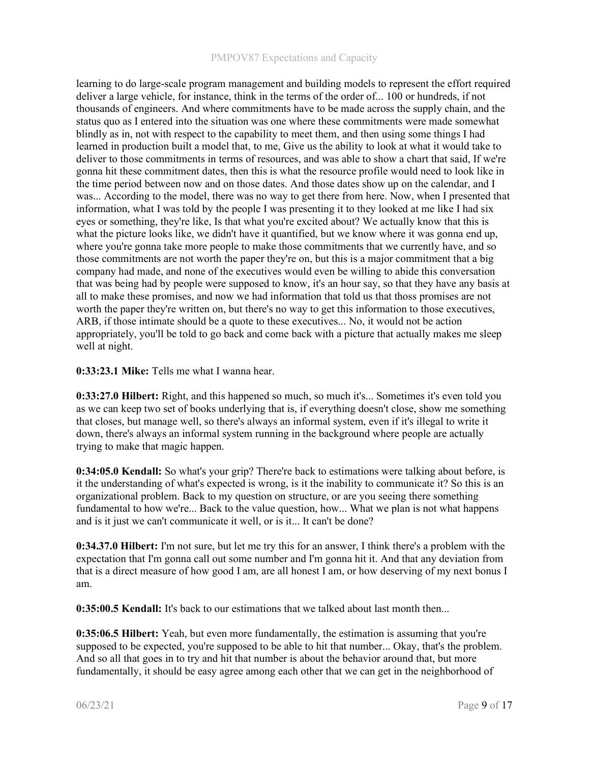learning to do large-scale program management and building models to represent the effort required deliver a large vehicle, for instance, think in the terms of the order of... 100 or hundreds, if not thousands of engineers. And where commitments have to be made across the supply chain, and the status quo as I entered into the situation was one where these commitments were made somewhat blindly as in, not with respect to the capability to meet them, and then using some things I had learned in production built a model that, to me, Give us the ability to look at what it would take to deliver to those commitments in terms of resources, and was able to show a chart that said, If we're gonna hit these commitment dates, then this is what the resource profile would need to look like in the time period between now and on those dates. And those dates show up on the calendar, and I was... According to the model, there was no way to get there from here. Now, when I presented that information, what I was told by the people I was presenting it to they looked at me like I had six eyes or something, they're like, Is that what you're excited about? We actually know that this is what the picture looks like, we didn't have it quantified, but we know where it was gonna end up, where you're gonna take more people to make those commitments that we currently have, and so those commitments are not worth the paper they're on, but this is a major commitment that a big company had made, and none of the executives would even be willing to abide this conversation that was being had by people were supposed to know, it's an hour say, so that they have any basis at all to make these promises, and now we had information that told us that thoss promises are not worth the paper they're written on, but there's no way to get this information to those executives, ARB, if those intimate should be a quote to these executives... No, it would not be action appropriately, you'll be told to go back and come back with a picture that actually makes me sleep well at night.

**0:33:23.1 Mike:** Tells me what I wanna hear.

**0:33:27.0 Hilbert:** Right, and this happened so much, so much it's... Sometimes it's even told you as we can keep two set of books underlying that is, if everything doesn't close, show me something that closes, but manage well, so there's always an informal system, even if it's illegal to write it down, there's always an informal system running in the background where people are actually trying to make that magic happen.

**0:34:05.0 Kendall:** So what's your grip? There're back to estimations were talking about before, is it the understanding of what's expected is wrong, is it the inability to communicate it? So this is an organizational problem. Back to my question on structure, or are you seeing there something fundamental to how we're... Back to the value question, how... What we plan is not what happens and is it just we can't communicate it well, or is it... It can't be done?

**0:34.37.0 Hilbert:** I'm not sure, but let me try this for an answer, I think there's a problem with the expectation that I'm gonna call out some number and I'm gonna hit it. And that any deviation from that is a direct measure of how good I am, are all honest I am, or how deserving of my next bonus I am.

**0:35:00.5 Kendall:** It's back to our estimations that we talked about last month then...

**0:35:06.5 Hilbert:** Yeah, but even more fundamentally, the estimation is assuming that you're supposed to be expected, you're supposed to be able to hit that number... Okay, that's the problem. And so all that goes in to try and hit that number is about the behavior around that, but more fundamentally, it should be easy agree among each other that we can get in the neighborhood of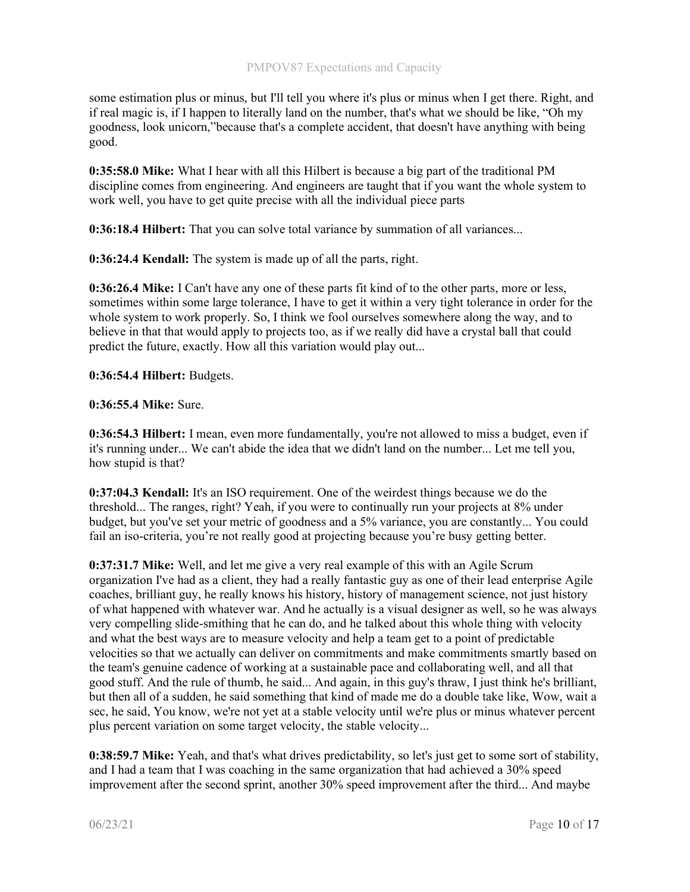some estimation plus or minus, but I'll tell you where it's plus or minus when I get there. Right, and if real magic is, if I happen to literally land on the number, that's what we should be like, "Oh my goodness, look unicorn,"because that's a complete accident, that doesn't have anything with being good.

**0:35:58.0 Mike:** What I hear with all this Hilbert is because a big part of the traditional PM discipline comes from engineering. And engineers are taught that if you want the whole system to work well, you have to get quite precise with all the individual piece parts

**0:36:18.4 Hilbert:** That you can solve total variance by summation of all variances...

**0:36:24.4 Kendall:** The system is made up of all the parts, right.

**0:36:26.4 Mike:** I Can't have any one of these parts fit kind of to the other parts, more or less, sometimes within some large tolerance, I have to get it within a very tight tolerance in order for the whole system to work properly. So, I think we fool ourselves somewhere along the way, and to believe in that that would apply to projects too, as if we really did have a crystal ball that could predict the future, exactly. How all this variation would play out...

**0:36:54.4 Hilbert:** Budgets.

**0:36:55.4 Mike:** Sure.

**0:36:54.3 Hilbert:** I mean, even more fundamentally, you're not allowed to miss a budget, even if it's running under... We can't abide the idea that we didn't land on the number... Let me tell you, how stupid is that?

**0:37:04.3 Kendall:** It's an ISO requirement. One of the weirdest things because we do the threshold... The ranges, right? Yeah, if you were to continually run your projects at 8% under budget, but you've set your metric of goodness and a 5% variance, you are constantly... You could fail an iso-criteria, you're not really good at projecting because you're busy getting better.

**0:37:31.7 Mike:** Well, and let me give a very real example of this with an Agile Scrum organization I've had as a client, they had a really fantastic guy as one of their lead enterprise Agile coaches, brilliant guy, he really knows his history, history of management science, not just history of what happened with whatever war. And he actually is a visual designer as well, so he was always very compelling slide-smithing that he can do, and he talked about this whole thing with velocity and what the best ways are to measure velocity and help a team get to a point of predictable velocities so that we actually can deliver on commitments and make commitments smartly based on the team's genuine cadence of working at a sustainable pace and collaborating well, and all that good stuff. And the rule of thumb, he said... And again, in this guy's thraw, I just think he's brilliant, but then all of a sudden, he said something that kind of made me do a double take like, Wow, wait a sec, he said, You know, we're not yet at a stable velocity until we're plus or minus whatever percent plus percent variation on some target velocity, the stable velocity...

**0:38:59.7 Mike:** Yeah, and that's what drives predictability, so let's just get to some sort of stability, and I had a team that I was coaching in the same organization that had achieved a 30% speed improvement after the second sprint, another 30% speed improvement after the third... And maybe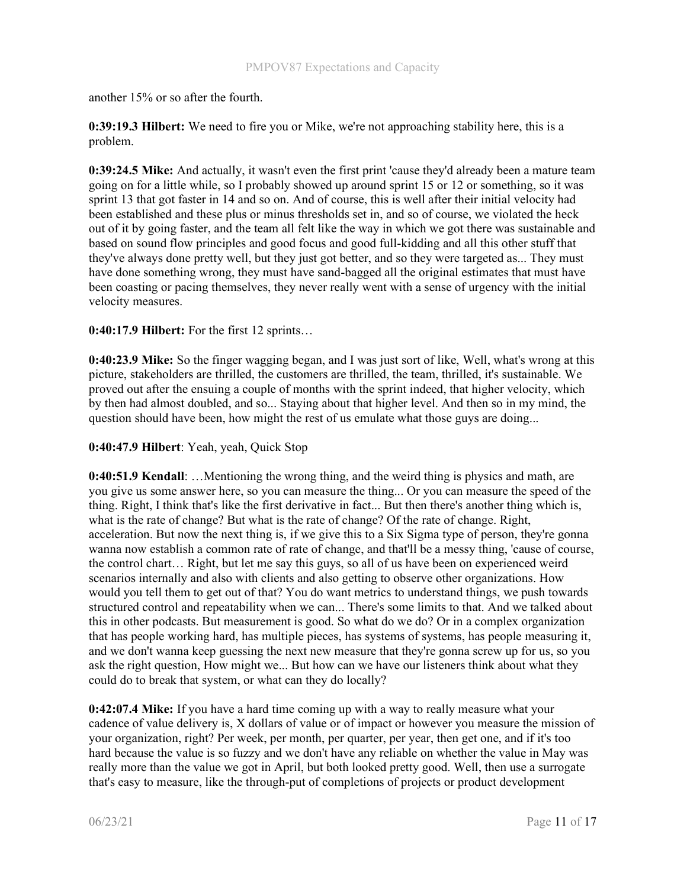another 15% or so after the fourth.

**0:39:19.3 Hilbert:** We need to fire you or Mike, we're not approaching stability here, this is a problem.

**0:39:24.5 Mike:** And actually, it wasn't even the first print 'cause they'd already been a mature team going on for a little while, so I probably showed up around sprint 15 or 12 or something, so it was sprint 13 that got faster in 14 and so on. And of course, this is well after their initial velocity had been established and these plus or minus thresholds set in, and so of course, we violated the heck out of it by going faster, and the team all felt like the way in which we got there was sustainable and based on sound flow principles and good focus and good full-kidding and all this other stuff that they've always done pretty well, but they just got better, and so they were targeted as... They must have done something wrong, they must have sand-bagged all the original estimates that must have been coasting or pacing themselves, they never really went with a sense of urgency with the initial velocity measures.

**0:40:17.9 Hilbert:** For the first 12 sprints…

**0:40:23.9 Mike:** So the finger wagging began, and I was just sort of like, Well, what's wrong at this picture, stakeholders are thrilled, the customers are thrilled, the team, thrilled, it's sustainable. We proved out after the ensuing a couple of months with the sprint indeed, that higher velocity, which by then had almost doubled, and so... Staying about that higher level. And then so in my mind, the question should have been, how might the rest of us emulate what those guys are doing...

**0:40:47.9 Hilbert**: Yeah, yeah, Quick Stop

**0:40:51.9 Kendall**: …Mentioning the wrong thing, and the weird thing is physics and math, are you give us some answer here, so you can measure the thing... Or you can measure the speed of the thing. Right, I think that's like the first derivative in fact... But then there's another thing which is, what is the rate of change? But what is the rate of change? Of the rate of change. Right, acceleration. But now the next thing is, if we give this to a Six Sigma type of person, they're gonna wanna now establish a common rate of rate of change, and that'll be a messy thing, 'cause of course, the control chart… Right, but let me say this guys, so all of us have been on experienced weird scenarios internally and also with clients and also getting to observe other organizations. How would you tell them to get out of that? You do want metrics to understand things, we push towards structured control and repeatability when we can... There's some limits to that. And we talked about this in other podcasts. But measurement is good. So what do we do? Or in a complex organization that has people working hard, has multiple pieces, has systems of systems, has people measuring it, and we don't wanna keep guessing the next new measure that they're gonna screw up for us, so you ask the right question, How might we... But how can we have our listeners think about what they could do to break that system, or what can they do locally?

**0:42:07.4 Mike:** If you have a hard time coming up with a way to really measure what your cadence of value delivery is, X dollars of value or of impact or however you measure the mission of your organization, right? Per week, per month, per quarter, per year, then get one, and if it's too hard because the value is so fuzzy and we don't have any reliable on whether the value in May was really more than the value we got in April, but both looked pretty good. Well, then use a surrogate that's easy to measure, like the through-put of completions of projects or product development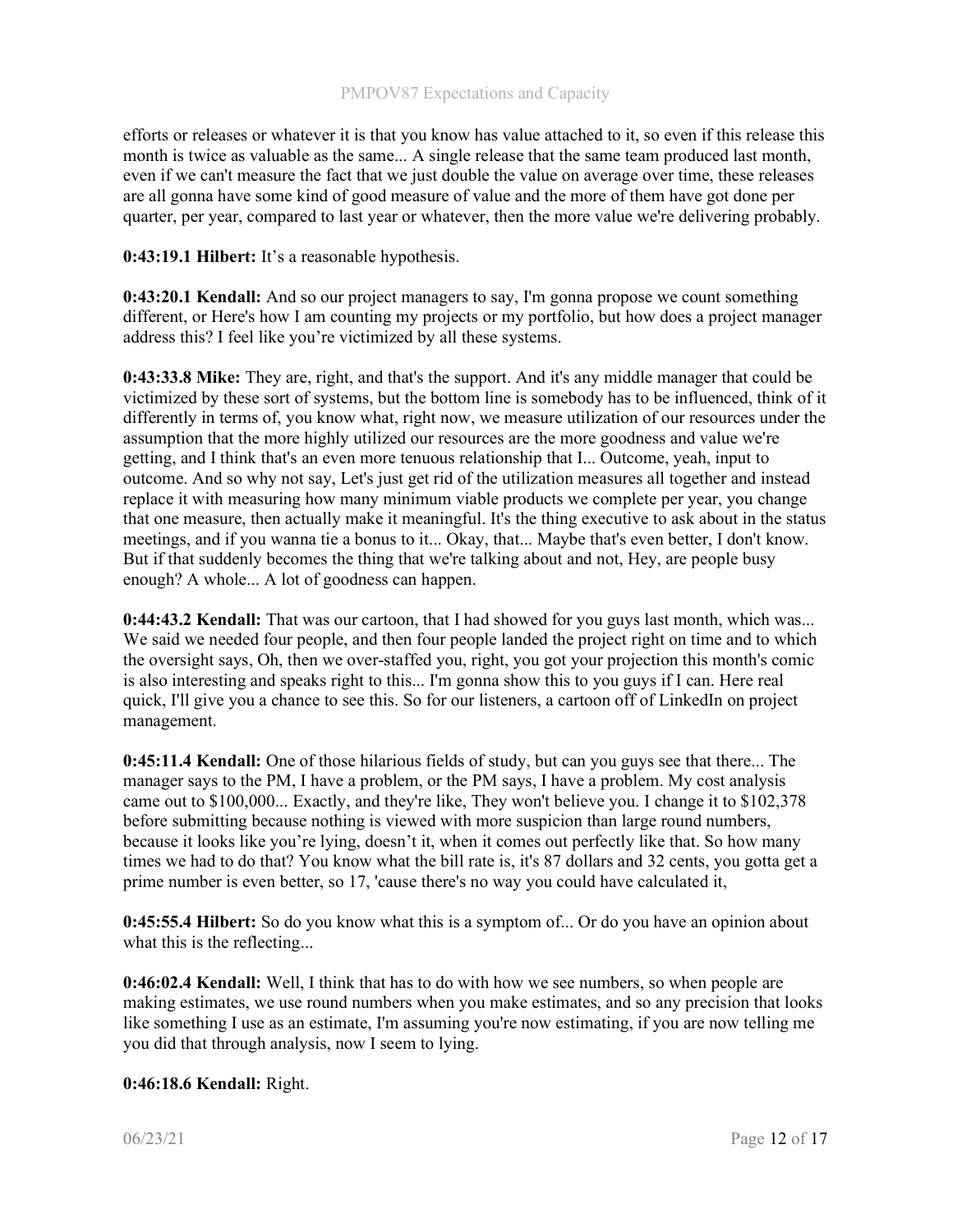efforts or releases or whatever it is that you know has value attached to it, so even if this release this month is twice as valuable as the same... A single release that the same team produced last month, even if we can't measure the fact that we just double the value on average over time, these releases are all gonna have some kind of good measure of value and the more of them have got done per quarter, per year, compared to last year or whatever, then the more value we're delivering probably.

**0:43:19.1 Hilbert:** It's a reasonable hypothesis.

**0:43:20.1 Kendall:** And so our project managers to say, I'm gonna propose we count something different, or Here's how I am counting my projects or my portfolio, but how does a project manager address this? I feel like you're victimized by all these systems.

**0:43:33.8 Mike:** They are, right, and that's the support. And it's any middle manager that could be victimized by these sort of systems, but the bottom line is somebody has to be influenced, think of it differently in terms of, you know what, right now, we measure utilization of our resources under the assumption that the more highly utilized our resources are the more goodness and value we're getting, and I think that's an even more tenuous relationship that I... Outcome, yeah, input to outcome. And so why not say, Let's just get rid of the utilization measures all together and instead replace it with measuring how many minimum viable products we complete per year, you change that one measure, then actually make it meaningful. It's the thing executive to ask about in the status meetings, and if you wanna tie a bonus to it... Okay, that... Maybe that's even better, I don't know. But if that suddenly becomes the thing that we're talking about and not, Hey, are people busy enough? A whole... A lot of goodness can happen.

**0:44:43.2 Kendall:** That was our cartoon, that I had showed for you guys last month, which was... We said we needed four people, and then four people landed the project right on time and to which the oversight says, Oh, then we over-staffed you, right, you got your projection this month's comic is also interesting and speaks right to this... I'm gonna show this to you guys if I can. Here real quick, I'll give you a chance to see this. So for our listeners, a cartoon off of LinkedIn on project management.

**0:45:11.4 Kendall:** One of those hilarious fields of study, but can you guys see that there... The manager says to the PM, I have a problem, or the PM says, I have a problem. My cost analysis came out to $100,000... Exactly, and they're like, They won't believe you. I change it to $102,378 before submitting because nothing is viewed with more suspicion than large round numbers, because it looks like you're lying, doesn't it, when it comes out perfectly like that. So how many times we had to do that? You know what the bill rate is, it's 87 dollars and 32 cents, you gotta get a prime number is even better, so 17, 'cause there's no way you could have calculated it,

**0:45:55.4 Hilbert:** So do you know what this is a symptom of... Or do you have an opinion about what this is the reflecting...

**0:46:02.4 Kendall:** Well, I think that has to do with how we see numbers, so when people are making estimates, we use round numbers when you make estimates, and so any precision that looks like something I use as an estimate, I'm assuming you're now estimating, if you are now telling me you did that through analysis, now I seem to lying.

**0:46:18.6 Kendall:** Right.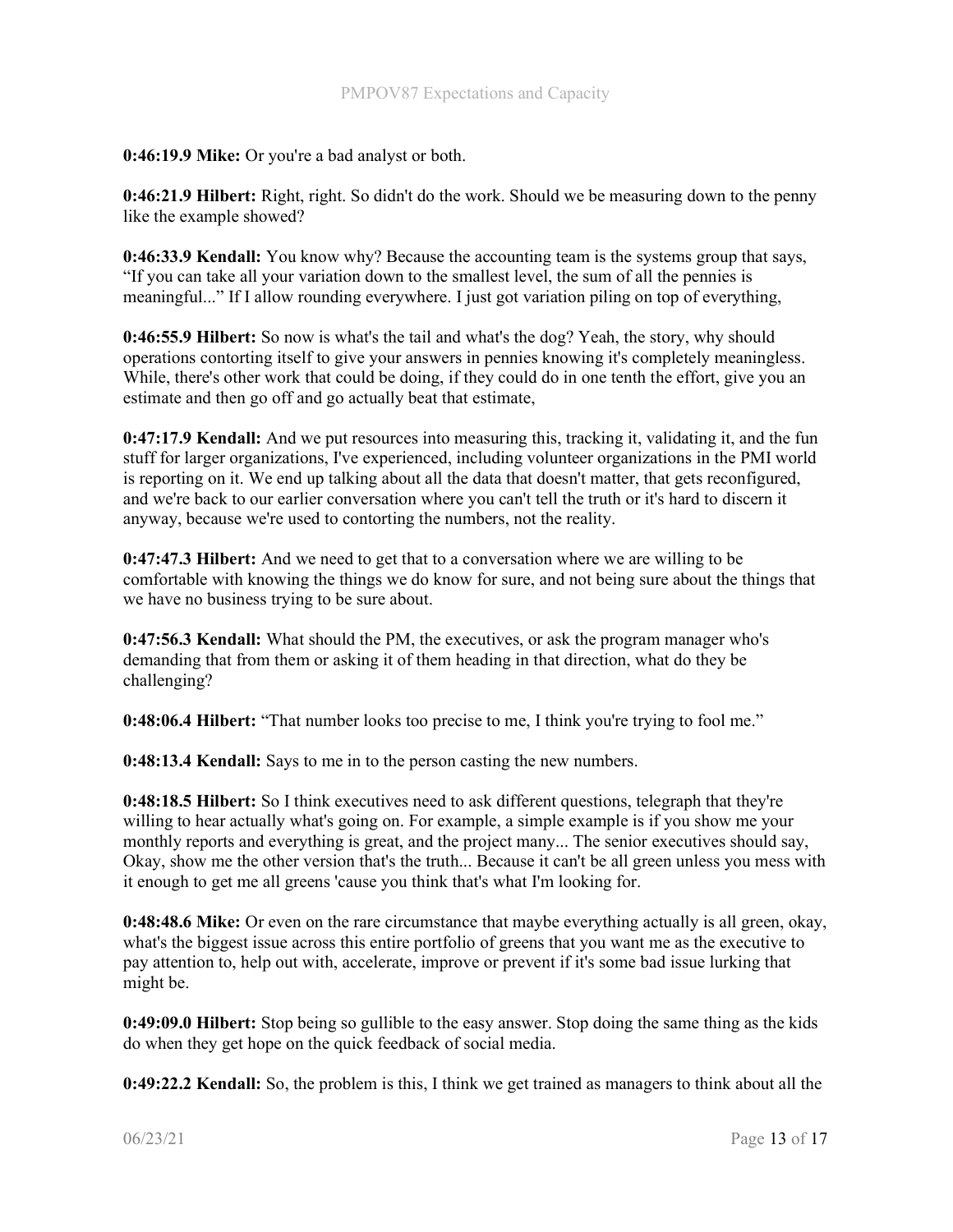**0:46:19.9 Mike:** Or you're a bad analyst or both.

**0:46:21.9 Hilbert:** Right, right. So didn't do the work. Should we be measuring down to the penny like the example showed?

**0:46:33.9 Kendall:** You know why? Because the accounting team is the systems group that says, "If you can take all your variation down to the smallest level, the sum of all the pennies is meaningful..." If I allow rounding everywhere. I just got variation piling on top of everything,

**0:46:55.9 Hilbert:** So now is what's the tail and what's the dog? Yeah, the story, why should operations contorting itself to give your answers in pennies knowing it's completely meaningless. While, there's other work that could be doing, if they could do in one tenth the effort, give you an estimate and then go off and go actually beat that estimate,

**0:47:17.9 Kendall:** And we put resources into measuring this, tracking it, validating it, and the fun stuff for larger organizations, I've experienced, including volunteer organizations in the PMI world is reporting on it. We end up talking about all the data that doesn't matter, that gets reconfigured, and we're back to our earlier conversation where you can't tell the truth or it's hard to discern it anyway, because we're used to contorting the numbers, not the reality.

**0:47:47.3 Hilbert:** And we need to get that to a conversation where we are willing to be comfortable with knowing the things we do know for sure, and not being sure about the things that we have no business trying to be sure about.

**0:47:56.3 Kendall:** What should the PM, the executives, or ask the program manager who's demanding that from them or asking it of them heading in that direction, what do they be challenging?

**0:48:06.4 Hilbert:** "That number looks too precise to me, I think you're trying to fool me."

**0:48:13.4 Kendall:** Says to me in to the person casting the new numbers.

**0:48:18.5 Hilbert:** So I think executives need to ask different questions, telegraph that they're willing to hear actually what's going on. For example, a simple example is if you show me your monthly reports and everything is great, and the project many... The senior executives should say, Okay, show me the other version that's the truth... Because it can't be all green unless you mess with it enough to get me all greens 'cause you think that's what I'm looking for.

**0:48:48.6 Mike:** Or even on the rare circumstance that maybe everything actually is all green, okay, what's the biggest issue across this entire portfolio of greens that you want me as the executive to pay attention to, help out with, accelerate, improve or prevent if it's some bad issue lurking that might be.

**0:49:09.0 Hilbert:** Stop being so gullible to the easy answer. Stop doing the same thing as the kids do when they get hope on the quick feedback of social media.

**0:49:22.2 Kendall:** So, the problem is this, I think we get trained as managers to think about all the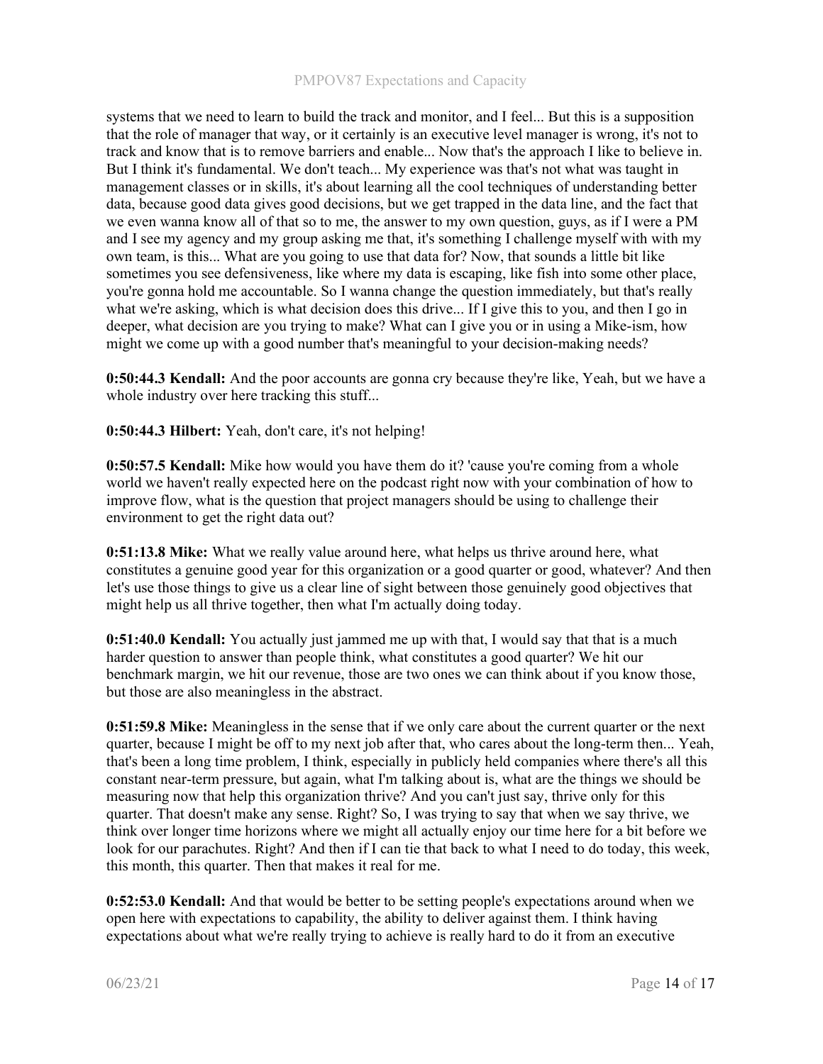systems that we need to learn to build the track and monitor, and I feel... But this is a supposition that the role of manager that way, or it certainly is an executive level manager is wrong, it's not to track and know that is to remove barriers and enable... Now that's the approach I like to believe in. But I think it's fundamental. We don't teach... My experience was that's not what was taught in management classes or in skills, it's about learning all the cool techniques of understanding better data, because good data gives good decisions, but we get trapped in the data line, and the fact that we even wanna know all of that so to me, the answer to my own question, guys, as if I were a PM and I see my agency and my group asking me that, it's something I challenge myself with with my own team, is this... What are you going to use that data for? Now, that sounds a little bit like sometimes you see defensiveness, like where my data is escaping, like fish into some other place, you're gonna hold me accountable. So I wanna change the question immediately, but that's really what we're asking, which is what decision does this drive... If I give this to you, and then I go in deeper, what decision are you trying to make? What can I give you or in using a Mike-ism, how might we come up with a good number that's meaningful to your decision-making needs?

**0:50:44.3 Kendall:** And the poor accounts are gonna cry because they're like, Yeah, but we have a whole industry over here tracking this stuff...

**0:50:44.3 Hilbert:** Yeah, don't care, it's not helping!

**0:50:57.5 Kendall:** Mike how would you have them do it? 'cause you're coming from a whole world we haven't really expected here on the podcast right now with your combination of how to improve flow, what is the question that project managers should be using to challenge their environment to get the right data out?

**0:51:13.8 Mike:** What we really value around here, what helps us thrive around here, what constitutes a genuine good year for this organization or a good quarter or good, whatever? And then let's use those things to give us a clear line of sight between those genuinely good objectives that might help us all thrive together, then what I'm actually doing today.

**0:51:40.0 Kendall:** You actually just jammed me up with that, I would say that that is a much harder question to answer than people think, what constitutes a good quarter? We hit our benchmark margin, we hit our revenue, those are two ones we can think about if you know those, but those are also meaningless in the abstract.

**0:51:59.8 Mike:** Meaningless in the sense that if we only care about the current quarter or the next quarter, because I might be off to my next job after that, who cares about the long-term then... Yeah, that's been a long time problem, I think, especially in publicly held companies where there's all this constant near-term pressure, but again, what I'm talking about is, what are the things we should be measuring now that help this organization thrive? And you can't just say, thrive only for this quarter. That doesn't make any sense. Right? So, I was trying to say that when we say thrive, we think over longer time horizons where we might all actually enjoy our time here for a bit before we look for our parachutes. Right? And then if I can tie that back to what I need to do today, this week, this month, this quarter. Then that makes it real for me.

**0:52:53.0 Kendall:** And that would be better to be setting people's expectations around when we open here with expectations to capability, the ability to deliver against them. I think having expectations about what we're really trying to achieve is really hard to do it from an executive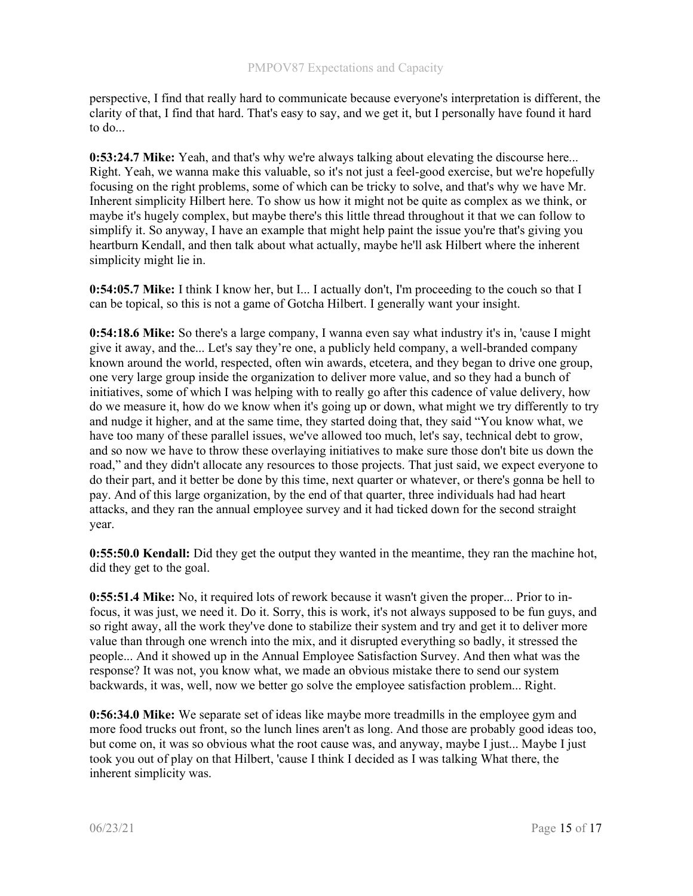perspective, I find that really hard to communicate because everyone's interpretation is different, the clarity of that, I find that hard. That's easy to say, and we get it, but I personally have found it hard to do...

**0:53:24.7 Mike:** Yeah, and that's why we're always talking about elevating the discourse here... Right. Yeah, we wanna make this valuable, so it's not just a feel-good exercise, but we're hopefully focusing on the right problems, some of which can be tricky to solve, and that's why we have Mr. Inherent simplicity Hilbert here. To show us how it might not be quite as complex as we think, or maybe it's hugely complex, but maybe there's this little thread throughout it that we can follow to simplify it. So anyway, I have an example that might help paint the issue you're that's giving you heartburn Kendall, and then talk about what actually, maybe he'll ask Hilbert where the inherent simplicity might lie in.

**0:54:05.7 Mike:** I think I know her, but I... I actually don't, I'm proceeding to the couch so that I can be topical, so this is not a game of Gotcha Hilbert. I generally want your insight.

**0:54:18.6 Mike:** So there's a large company, I wanna even say what industry it's in, 'cause I might give it away, and the... Let's say they're one, a publicly held company, a well-branded company known around the world, respected, often win awards, etcetera, and they began to drive one group, one very large group inside the organization to deliver more value, and so they had a bunch of initiatives, some of which I was helping with to really go after this cadence of value delivery, how do we measure it, how do we know when it's going up or down, what might we try differently to try and nudge it higher, and at the same time, they started doing that, they said "You know what, we have too many of these parallel issues, we've allowed too much, let's say, technical debt to grow, and so now we have to throw these overlaying initiatives to make sure those don't bite us down the road," and they didn't allocate any resources to those projects. That just said, we expect everyone to do their part, and it better be done by this time, next quarter or whatever, or there's gonna be hell to pay. And of this large organization, by the end of that quarter, three individuals had had heart attacks, and they ran the annual employee survey and it had ticked down for the second straight year.

**0:55:50.0 Kendall:** Did they get the output they wanted in the meantime, they ran the machine hot, did they get to the goal.

**0:55:51.4 Mike:** No, it required lots of rework because it wasn't given the proper... Prior to in-focus, it was just, we need it. Do it. Sorry, this is work, it's not always supposed to be fun guys, and so right away, all the work they've done to stabilize their system and try and get it to deliver more value than through one wrench into the mix, and it disrupted everything so badly, it stressed the people... And it showed up in the Annual Employee Satisfaction Survey. And then what was the response? It was not, you know what, we made an obvious mistake there to send our system backwards, it was, well, now we better go solve the employee satisfaction problem... Right.

**0:56:34.0 Mike:** We separate set of ideas like maybe more treadmills in the employee gym and more food trucks out front, so the lunch lines aren't as long. And those are probably good ideas too, but come on, it was so obvious what the root cause was, and anyway, maybe I just... Maybe I just took you out of play on that Hilbert, 'cause I think I decided as I was talking What there, the inherent simplicity was.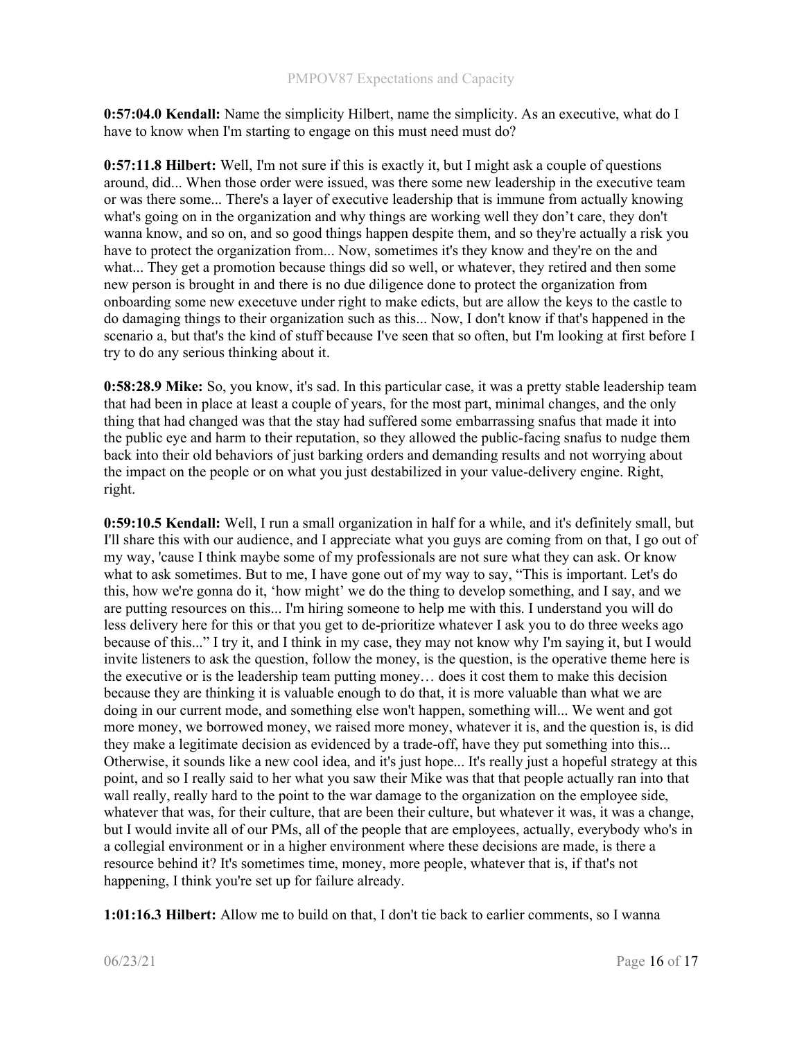**0:57:04.0 Kendall:** Name the simplicity Hilbert, name the simplicity. As an executive, what do I have to know when I'm starting to engage on this must need must do?

**0:57:11.8 Hilbert:** Well, I'm not sure if this is exactly it, but I might ask a couple of questions around, did... When those order were issued, was there some new leadership in the executive team or was there some... There's a layer of executive leadership that is immune from actually knowing what's going on in the organization and why things are working well they don't care, they don't wanna know, and so on, and so good things happen despite them, and so they're actually a risk you have to protect the organization from... Now, sometimes it's they know and they're on the and what... They get a promotion because things did so well, or whatever, they retired and then some new person is brought in and there is no due diligence done to protect the organization from onboarding some new execetuve under right to make edicts, but are allow the keys to the castle to do damaging things to their organization such as this... Now, I don't know if that's happened in the scenario a, but that's the kind of stuff because I've seen that so often, but I'm looking at first before I try to do any serious thinking about it.

**0:58:28.9 Mike:** So, you know, it's sad. In this particular case, it was a pretty stable leadership team that had been in place at least a couple of years, for the most part, minimal changes, and the only thing that had changed was that the stay had suffered some embarrassing snafus that made it into the public eye and harm to their reputation, so they allowed the public-facing snafus to nudge them back into their old behaviors of just barking orders and demanding results and not worrying about the impact on the people or on what you just destabilized in your value-delivery engine. Right, right.

**0:59:10.5 Kendall:** Well, I run a small organization in half for a while, and it's definitely small, but I'll share this with our audience, and I appreciate what you guys are coming from on that, I go out of my way, 'cause I think maybe some of my professionals are not sure what they can ask. Or know what to ask sometimes. But to me, I have gone out of my way to say, "This is important. Let's do this, how we're gonna do it, 'how might' we do the thing to develop something, and I say, and we are putting resources on this... I'm hiring someone to help me with this. I understand you will do less delivery here for this or that you get to de-prioritize whatever I ask you to do three weeks ago because of this..." I try it, and I think in my case, they may not know why I'm saying it, but I would invite listeners to ask the question, follow the money, is the question, is the operative theme here is the executive or is the leadership team putting money… does it cost them to make this decision because they are thinking it is valuable enough to do that, it is more valuable than what we are doing in our current mode, and something else won't happen, something will... We went and got more money, we borrowed money, we raised more money, whatever it is, and the question is, is did they make a legitimate decision as evidenced by a trade-off, have they put something into this... Otherwise, it sounds like a new cool idea, and it's just hope... It's really just a hopeful strategy at this point, and so I really said to her what you saw their Mike was that that people actually ran into that wall really, really hard to the point to the war damage to the organization on the employee side, whatever that was, for their culture, that are been their culture, but whatever it was, it was a change, but I would invite all of our PMs, all of the people that are employees, actually, everybody who's in a collegial environment or in a higher environment where these decisions are made, is there a resource behind it? It's sometimes time, money, more people, whatever that is, if that's not happening, I think you're set up for failure already.

**1:01:16.3 Hilbert:** Allow me to build on that, I don't tie back to earlier comments, so I wanna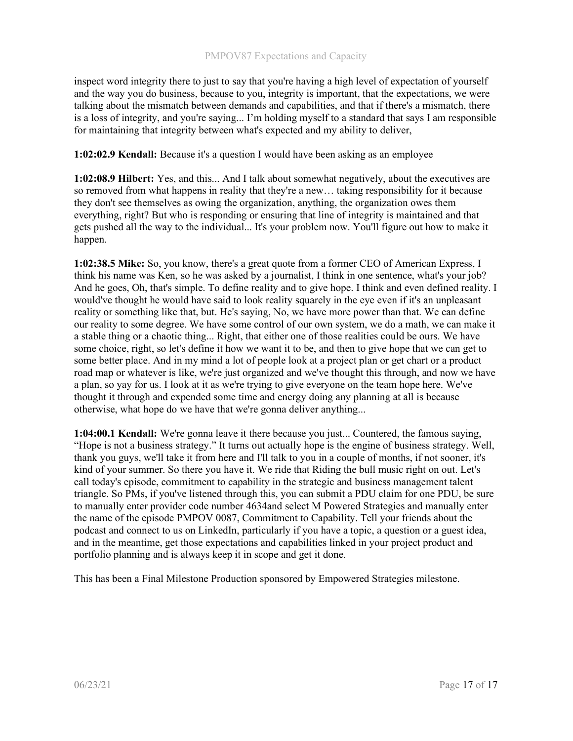inspect word integrity there to just to say that you're having a high level of expectation of yourself and the way you do business, because to you, integrity is important, that the expectations, we were talking about the mismatch between demands and capabilities, and that if there's a mismatch, there is a loss of integrity, and you're saying... I'm holding myself to a standard that says I am responsible for maintaining that integrity between what's expected and my ability to deliver,

**1:02:02.9 Kendall:** Because it's a question I would have been asking as an employee

**1:02:08.9 Hilbert:** Yes, and this... And I talk about somewhat negatively, about the executives are so removed from what happens in reality that they're a new… taking responsibility for it because they don't see themselves as owing the organization, anything, the organization owes them everything, right? But who is responding or ensuring that line of integrity is maintained and that gets pushed all the way to the individual... It's your problem now. You'll figure out how to make it happen.

**1:02:38.5 Mike:** So, you know, there's a great quote from a former CEO of American Express, I think his name was Ken, so he was asked by a journalist, I think in one sentence, what's your job? And he goes, Oh, that's simple. To define reality and to give hope. I think and even defined reality. I would've thought he would have said to look reality squarely in the eye even if it's an unpleasant reality or something like that, but. He's saying, No, we have more power than that. We can define our reality to some degree. We have some control of our own system, we do a math, we can make it a stable thing or a chaotic thing... Right, that either one of those realities could be ours. We have some choice, right, so let's define it how we want it to be, and then to give hope that we can get to some better place. And in my mind a lot of people look at a project plan or get chart or a product road map or whatever is like, we're just organized and we've thought this through, and now we have a plan, so yay for us. I look at it as we're trying to give everyone on the team hope here. We've thought it through and expended some time and energy doing any planning at all is because otherwise, what hope do we have that we're gonna deliver anything...

**1:04:00.1 Kendall:** We're gonna leave it there because you just... Countered, the famous saying, "Hope is not a business strategy." It turns out actually hope is the engine of business strategy. Well, thank you guys, we'll take it from here and I'll talk to you in a couple of months, if not sooner, it's kind of your summer. So there you have it. We ride that Riding the bull music right on out. Let's call today's episode, commitment to capability in the strategic and business management talent triangle. So PMs, if you've listened through this, you can submit a PDU claim for one PDU, be sure to manually enter provider code number 4634and select M Powered Strategies and manually enter the name of the episode PMPOV 0087, Commitment to Capability. Tell your friends about the podcast and connect to us on LinkedIn, particularly if you have a topic, a question or a guest idea, and in the meantime, get those expectations and capabilities linked in your project product and portfolio planning and is always keep it in scope and get it done.

This has been a Final Milestone Production sponsored by Empowered Strategies milestone.